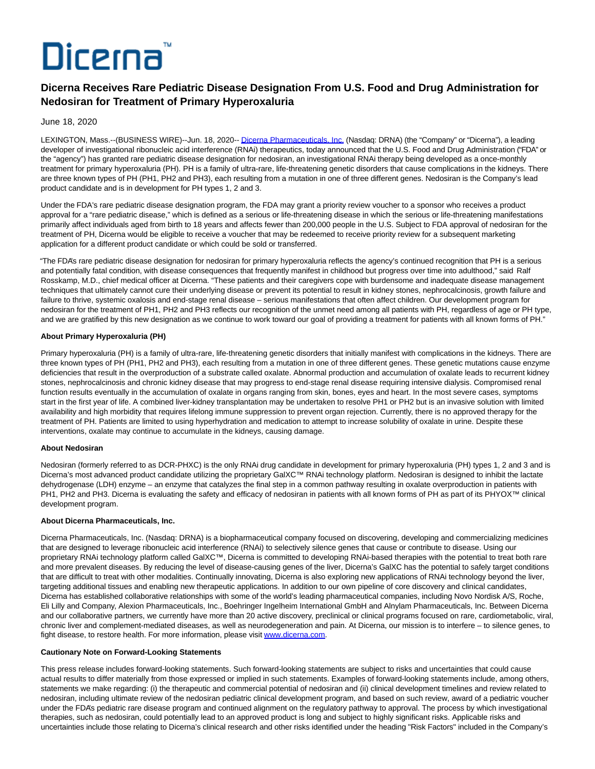# Dicerna™

## Dicerna Receives Rare Pediatric Disease Designation From U.S. Food and Drug Administration for Nedosiran for Treatment of Primary Hyperoxaluria

June 18, 2020

LEXINGTON, Mass.--(BUSINESS WIRE)--Jun. 18, 2020-- Dicerna Pharmaceuticals, Inc. (Nasdaq: DRNA) (the "Company" or "Dicerna"), a leading developer of investigational ribonucleic acid interference (RNAi) therapeutics, today announced that the U.S. Food and Drug Administration ("FDA" or the "agency") has granted rare pediatric disease designation for nedosiran, an investigational RNAi therapy being developed as a once-monthly treatment for primary hyperoxaluria (PH). PH is a family of ultra-rare, life-threatening genetic disorders that cause complications in the kidneys. There are three known types of PH (PH1, PH2 and PH3), each resulting from a mutation in one of three different genes. Nedosiran is the Company's lead product candidate and is in development for PH types 1, 2 and 3.

Under the FDA's rare pediatric disease designation program, the FDA may grant a priority review voucher to a sponsor who receives a product approval for a "rare pediatric disease," which is defined as a serious or life-threatening disease in which the serious or life-threatening manifestations primarily affect individuals aged from birth to 18 years and affects fewer than 200,000 people in the U.S. Subject to FDA approval of nedosiran for the treatment of PH, Dicerna would be eligible to receive a voucher that may be redeemed to receive priority review for a subsequent marketing application for a different product candidate or which could be sold or transferred.

"The FDA's rare pediatric disease designation for nedosiran for primary hyperoxaluria reflects the agency's continued recognition that PH is a serious and potentially fatal condition, with disease consequences that frequently manifest in childhood but progress over time into adulthood," said Ralf Rosskamp, M.D., chief medical officer at Dicerna. "These patients and their caregivers cope with burdensome and inadequate disease management techniques that ultimately cannot cure their underlying disease or prevent its potential to result in kidney stones, nephrocalcinosis, growth failure and failure to thrive, systemic oxalosis and end-stage renal disease – serious manifestations that often affect children. Our development program for nedosiran for the treatment of PH1, PH2 and PH3 reflects our recognition of the unmet need among all patients with PH, regardless of age or PH type, and we are gratified by this new designation as we continue to work toward our goal of providing a treatment for patients with all known forms of PH."

**About Primary Hyperoxaluria (PH)**

Primary hyperoxaluria (PH) is a family of ultra-rare, life-threatening genetic disorders that initially manifest with complications in the kidneys. There are three known types of PH (PH1, PH2 and PH3), each resulting from a mutation in one of three different genes. These genetic mutations cause enzyme deficiencies that result in the overproduction of a substrate called oxalate. Abnormal production and accumulation of oxalate leads to recurrent kidney stones, nephrocalcinosis and chronic kidney disease that may progress to end-stage renal disease requiring intensive dialysis. Compromised renal function results eventually in the accumulation of oxalate in organs ranging from skin, bones, eyes and heart. In the most severe cases, symptoms start in the first year of life. A combined liver-kidney transplantation may be undertaken to resolve PH1 or PH2 but is an invasive solution with limited availability and high morbidity that requires lifelong immune suppression to prevent organ rejection. Currently, there is no approved therapy for the treatment of PH. Patients are limited to using hyperhydration and medication to attempt to increase solubility of oxalate in urine. Despite these interventions, oxalate may continue to accumulate in the kidneys, causing damage.

**About Nedosiran**

Nedosiran (formerly referred to as DCR-PHXC) is the only RNAi drug candidate in development for primary hyperoxaluria (PH) types 1, 2 and 3 and is Dicerna's most advanced product candidate utilizing the proprietary GalXC™ RNAi technology platform. Nedosiran is designed to inhibit the lactate dehydrogenase (LDH) enzyme – an enzyme that catalyzes the final step in a common pathway resulting in oxalate overproduction in patients with PH1, PH2 and PH3. Dicerna is evaluating the safety and efficacy of nedosiran in patients with all known forms of PH as part of its PHYOX™ clinical development program.

**About Dicerna Pharmaceuticals, Inc.**

Dicerna Pharmaceuticals, Inc. (Nasdaq: DRNA) is a biopharmaceutical company focused on discovering, developing and commercializing medicines that are designed to leverage ribonucleic acid interference (RNAi) to selectively silence genes that cause or contribute to disease. Using our proprietary RNAi technology platform called GalXC™, Dicerna is committed to developing RNAi-based therapies with the potential to treat both rare and more prevalent diseases. By reducing the level of disease-causing genes of the liver, Dicerna's GalXC has the potential to safely target conditions that are difficult to treat with other modalities. Continually innovating, Dicerna is also exploring new applications of RNAi technology beyond the liver, targeting additional tissues and enabling new therapeutic applications. In addition to our own pipeline of core discovery and clinical candidates, Dicerna has established collaborative relationships with some of the world's leading pharmaceutical companies, including Novo Nordisk A/S, Roche, Eli Lilly and Company, Alexion Pharmaceuticals, Inc., Boehringer Ingelheim International GmbH and Alnylam Pharmaceuticals, Inc. Between Dicerna and our collaborative partners, we currently have more than 20 active discovery, preclinical or clinical programs focused on rare, cardiometabolic, viral, chronic liver and complement-mediated diseases, as well as neurodegeneration and pain. At Dicerna, our mission is to interfere – to silence genes, to fight disease, to restore health. For more information, please visit www.dicerna.com.

**Cautionary Note on Forward-Looking Statements**

This press release includes forward-looking statements. Such forward-looking statements are subject to risks and uncertainties that could cause actual results to differ materially from those expressed or implied in such statements. Examples of forward-looking statements include, among others, statements we make regarding: (i) the therapeutic and commercial potential of nedosiran and (ii) clinical development timelines and review related to nedosiran, including ultimate review of the nedosiran pediatric clinical development program, and based on such review, award of a pediatric voucher under the FDA's pediatric rare disease program and continued alignment on the regulatory pathway to approval. The process by which investigational therapies, such as nedosiran, could potentially lead to an approved product is long and subject to highly significant risks. Applicable risks and uncertainties include those relating to Dicerna's clinical research and other risks identified under the heading "Risk Factors" included in the Company's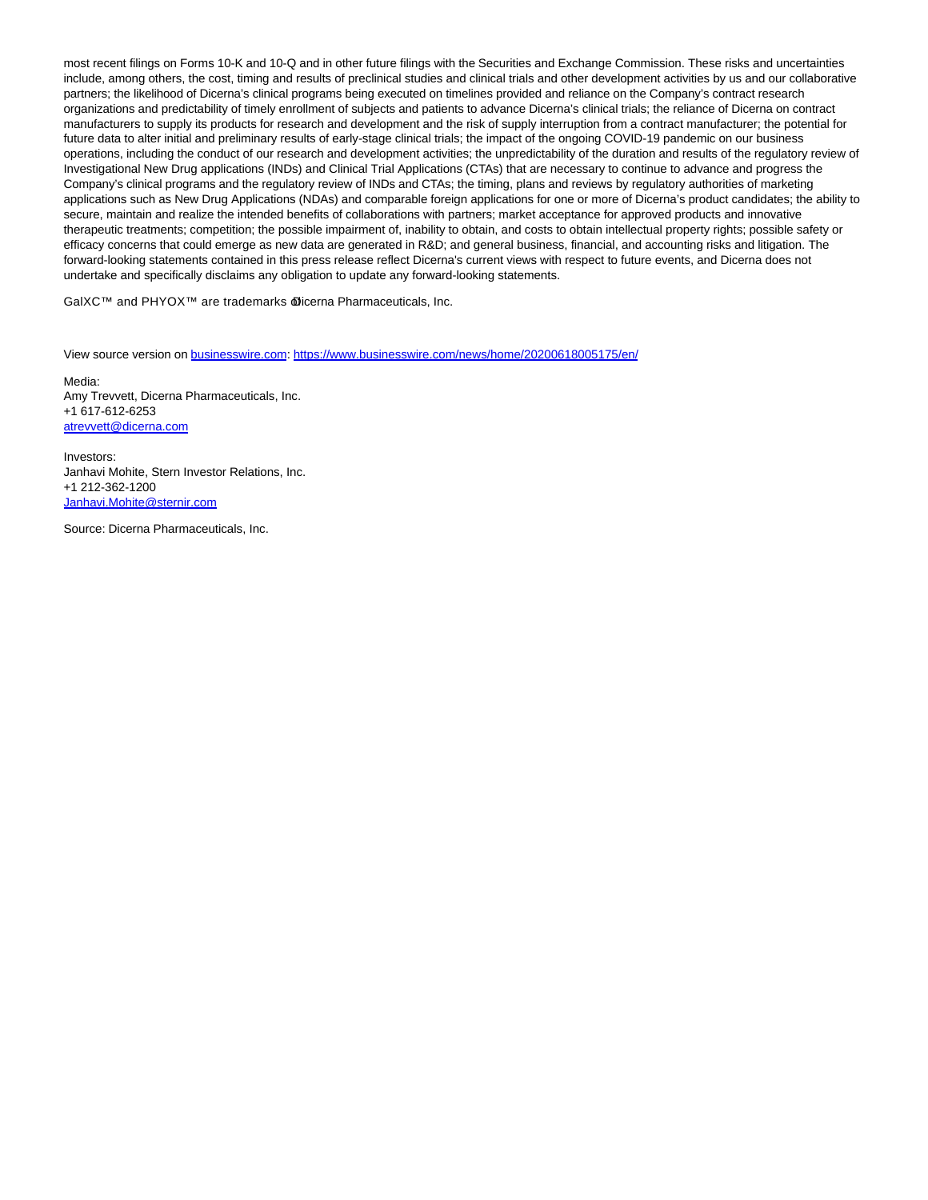most recent filings on Forms 10-K and 10-Q and in other future filings with the Securities and Exchange Commission. These risks and uncertainties include, among others, the cost, timing and results of preclinical studies and clinical trials and other development activities by us and our collaborative partners; the likelihood of Dicerna's clinical programs being executed on timelines provided and reliance on the Company's contract research organizations and predictability of timely enrollment of subjects and patients to advance Dicerna's clinical trials; the reliance of Dicerna on contract manufacturers to supply its products for research and development and the risk of supply interruption from a contract manufacturer; the potential for future data to alter initial and preliminary results of early-stage clinical trials; the impact of the ongoing COVID-19 pandemic on our business operations, including the conduct of our research and development activities; the unpredictability of the duration and results of the regulatory review of Investigational New Drug applications (INDs) and Clinical Trial Applications (CTAs) that are necessary to continue to advance and progress the Company's clinical programs and the regulatory review of INDs and CTAs; the timing, plans and reviews by regulatory authorities of marketing applications such as New Drug Applications (NDAs) and comparable foreign applications for one or more of Dicerna's product candidates; the ability to secure, maintain and realize the intended benefits of collaborations with partners; market acceptance for approved products and innovative therapeutic treatments; competition; the possible impairment of, inability to obtain, and costs to obtain intellectual property rights; possible safety or efficacy concerns that could emerge as new data are generated in R&D; and general business, financial, and accounting risks and litigation. The forward-looking statements contained in this press release reflect Dicerna's current views with respect to future events, and Dicerna does not undertake and specifically disclaims any obligation to update any forward-looking statements.

GalXC™ and PHYOX™ are trademarks of Dicerna Pharmaceuticals, Inc.

View source version on businesswire.com: https://www.businesswire.com/news/home/20200618005175/en/

Media:
Amy Trevvett, Dicerna Pharmaceuticals, Inc.
+1 617-612-6253
atrevvett@dicerna.com

Investors:
Janhavi Mohite, Stern Investor Relations, Inc.
+1 212-362-1200
Janhavi.Mohite@sternir.com

Source: Dicerna Pharmaceuticals, Inc.